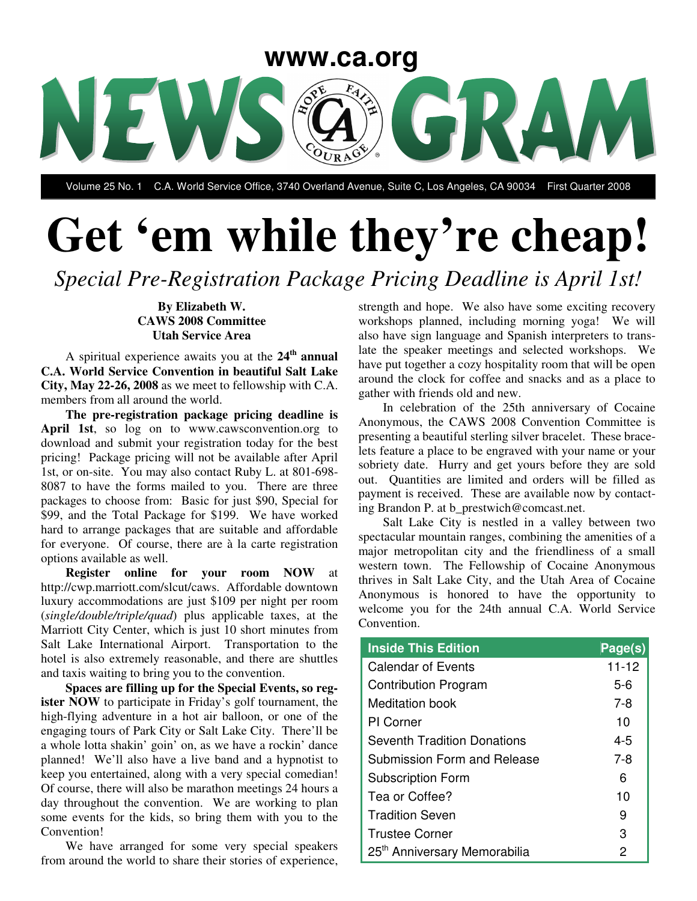www.ca.org

# NEWS GRAM

Volume 25 No. 1 C.A. World Service Office, 3740 Overland Avenue, Suite C, Los Angeles, CA 90034 First Quarter 2008

# Get 'em while they're cheap!

*Special Pre-Registration Package Pricing Deadline is April 1st!*

**By Elizabeth W.**
**CAWS 2008 Committee**
**Utah Service Area**

A spiritual experience awaits you at the **24th annual C.A. World Service Convention in beautiful Salt Lake City, May 22-26, 2008** as we meet to fellowship with C.A. members from all around the world.

**The pre-registration package pricing deadline is April 1st**, so log on to www.cawsconvention.org to download and submit your registration today for the best pricing! Package pricing will not be available after April 1st, or on-site. You may also contact Ruby L. at 801-698-8087 to have the forms mailed to you. There are three packages to choose from: Basic for just $90, Special for $99, and the Total Package for $199. We have worked hard to arrange packages that are suitable and affordable for everyone. Of course, there are à la carte registration options available as well.

**Register online for your room NOW** at http://cwp.marriott.com/slcut/caws. Affordable downtown luxury accommodations are just $109 per night per room (*single/double/triple/quad*) plus applicable taxes, at the Marriott City Center, which is just 10 short minutes from Salt Lake International Airport. Transportation to the hotel is also extremely reasonable, and there are shuttles and taxis waiting to bring you to the convention.

**Spaces are filling up for the Special Events, so register NOW** to participate in Friday's golf tournament, the high-flying adventure in a hot air balloon, or one of the engaging tours of Park City or Salt Lake City. There'll be a whole lotta shakin' goin' on, as we have a rockin' dance planned! We'll also have a live band and a hypnotist to keep you entertained, along with a very special comedian! Of course, there will also be marathon meetings 24 hours a day throughout the convention. We are working to plan some events for the kids, so bring them with you to the Convention!

We have arranged for some very special speakers from around the world to share their stories of experience, strength and hope. We also have some exciting recovery workshops planned, including morning yoga! We will also have sign language and Spanish interpreters to translate the speaker meetings and selected workshops. We have put together a cozy hospitality room that will be open around the clock for coffee and snacks and as a place to gather with friends old and new.

In celebration of the 25th anniversary of Cocaine Anonymous, the CAWS 2008 Convention Committee is presenting a beautiful sterling silver bracelet. These bracelets feature a place to be engraved with your name or your sobriety date. Hurry and get yours before they are sold out. Quantities are limited and orders will be filled as payment is received. These are available now by contacting Brandon P. at b_prestwich@comcast.net.

Salt Lake City is nestled in a valley between two spectacular mountain ranges, combining the amenities of a major metropolitan city and the friendliness of a small western town. The Fellowship of Cocaine Anonymous thrives in Salt Lake City, and the Utah Area of Cocaine Anonymous is honored to have the opportunity to welcome you for the 24th annual C.A. World Service Convention.

| Inside This Edition | Page(s) |
|---|---|
| Calendar of Events | 11-12 |
| Contribution Program | 5-6 |
| Meditation book | 7-8 |
| PI Corner | 10 |
| Seventh Tradition Donations | 4-5 |
| Submission Form and Release | 7-8 |
| Subscription Form | 6 |
| Tea or Coffee? | 10 |
| Tradition Seven | 9 |
| Trustee Corner | 3 |
| 25th Anniversary Memorabilia | 2 |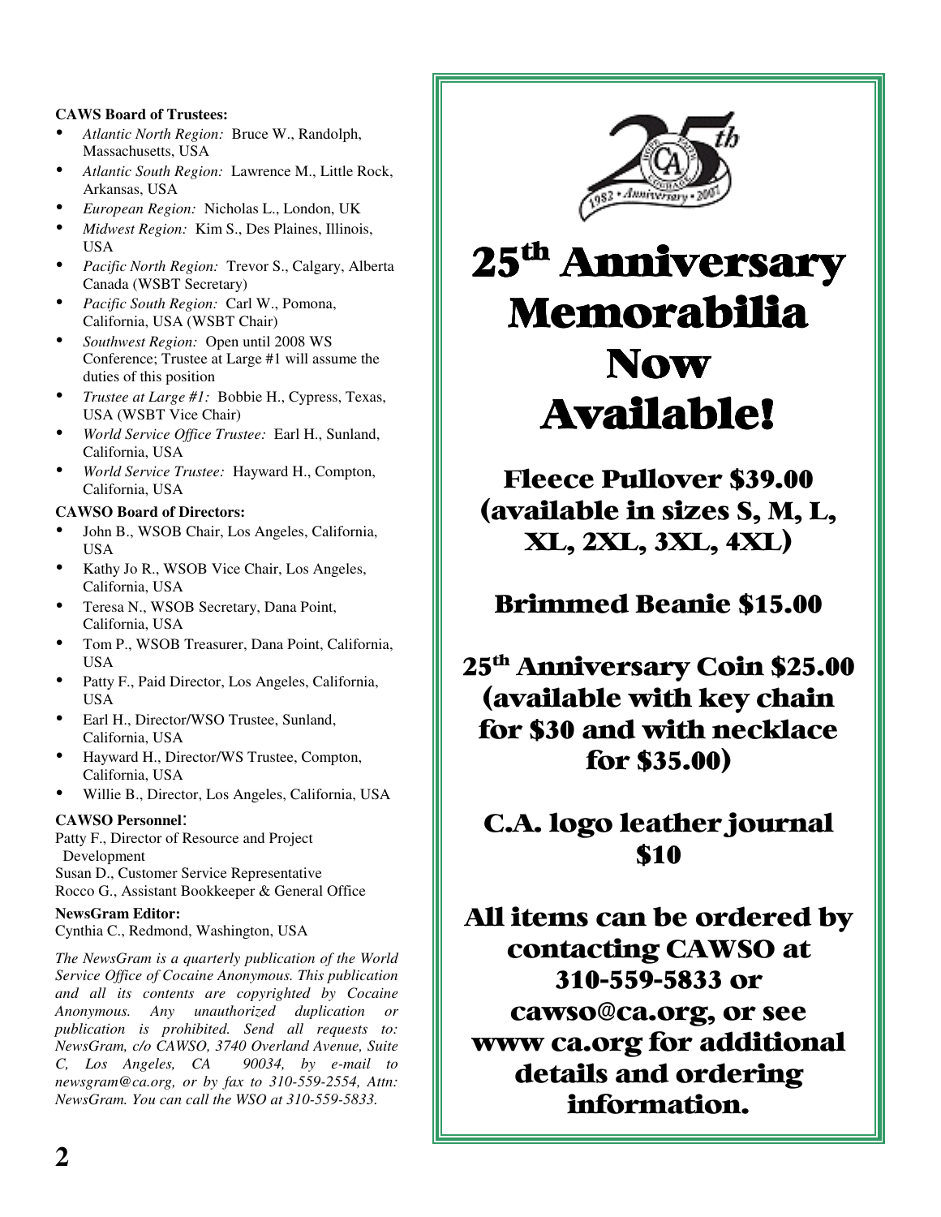**CAWS Board of Trustees:**

- *Atlantic North Region:* Bruce W., Randolph, Massachusetts, USA
- *Atlantic South Region:* Lawrence M., Little Rock, Arkansas, USA
- *European Region:* Nicholas L., London, UK
- *Midwest Region:* Kim S., Des Plaines, Illinois, USA
- *Pacific North Region:* Trevor S., Calgary, Alberta Canada (WSBT Secretary)
- *Pacific South Region:* Carl W., Pomona, California, USA (WSBT Chair)
- *Southwest Region:* Open until 2008 WS Conference; Trustee at Large #1 will assume the duties of this position
- *Trustee at Large #1:* Bobbie H., Cypress, Texas, USA (WSBT Vice Chair)
- *World Service Office Trustee:* Earl H., Sunland, California, USA
- *World Service Trustee:* Hayward H., Compton, California, USA

**CAWSO Board of Directors:**

- John B., WSOB Chair, Los Angeles, California, USA
- Kathy Jo R., WSOB Vice Chair, Los Angeles, California, USA
- Teresa N., WSOB Secretary, Dana Point, California, USA
- Tom P., WSOB Treasurer, Dana Point, California, USA
- Patty F., Paid Director, Los Angeles, California, USA
- Earl H., Director/WSO Trustee, Sunland, California, USA
- Hayward H., Director/WS Trustee, Compton, California, USA
- Willie B., Director, Los Angeles, California, USA

**CAWSO Personnel**:

Patty F., Director of Resource and Project Development
Susan D., Customer Service Representative
Rocco G., Assistant Bookkeeper & General Office

**NewsGram Editor:**

Cynthia C., Redmond, Washington, USA

*The NewsGram is a quarterly publication of the World Service Office of Cocaine Anonymous. This publication and all its contents are copyrighted by Cocaine Anonymous. Any unauthorized duplication or publication is prohibited. Send all requests to: NewsGram, c/o CAWSO, 3740 Overland Avenue, Suite C, Los Angeles, CA 90034, by e-mail to newsgram@ca.org, or by fax to 310-559-2554, Attn: NewsGram. You can call the WSO at 310-559-5833.*

# 25th Anniversary Memorabilia Now Available!

**Fleece Pullover $39.00 (available in sizes S, M, L, XL, 2XL, 3XL, 4XL)**

**Brimmed Beanie $15.00**

**25th Anniversary Coin $25.00 (available with key chain for $30 and with necklace for $35.00)**

**C.A. logo leather journal $10**

**All items can be ordered by contacting CAWSO at 310-559-5833 or cawso@ca.org, or see www ca.org for additional details and ordering information.**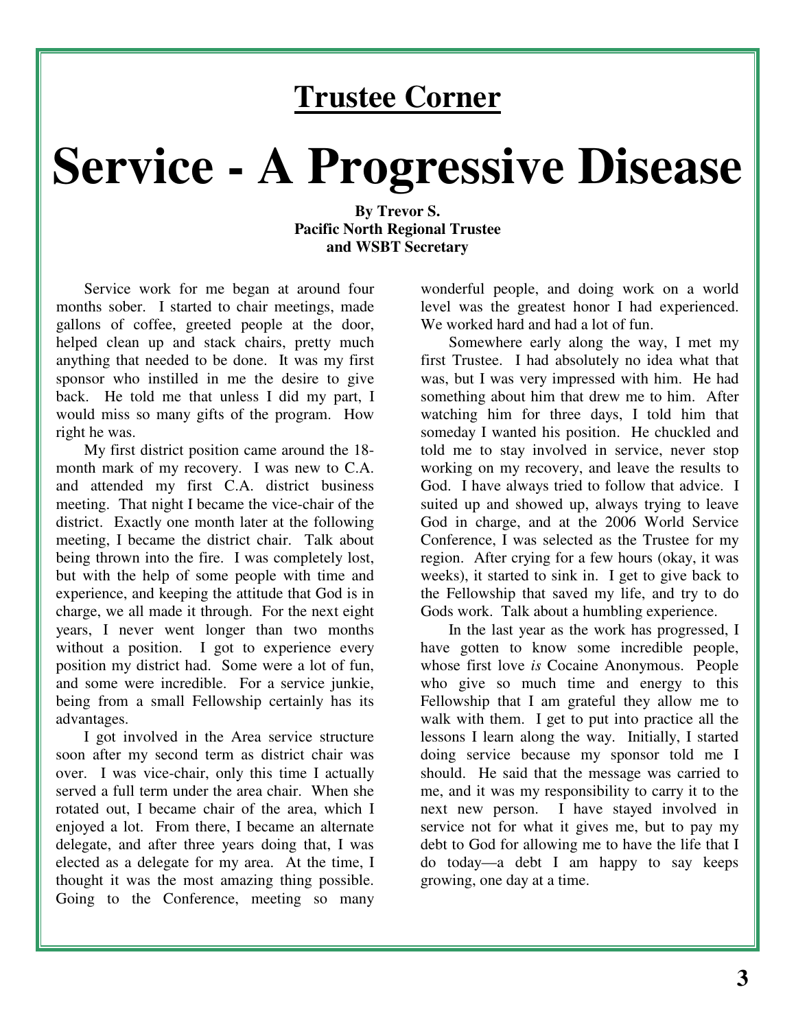## Trustee Corner

# Service - A Progressive Disease

**By Trevor S.**
**Pacific North Regional Trustee**
**and WSBT Secretary**

Service work for me began at around four months sober. I started to chair meetings, made gallons of coffee, greeted people at the door, helped clean up and stack chairs, pretty much anything that needed to be done. It was my first sponsor who instilled in me the desire to give back. He told me that unless I did my part, I would miss so many gifts of the program. How right he was.

My first district position came around the 18-month mark of my recovery. I was new to C.A. and attended my first C.A. district business meeting. That night I became the vice-chair of the district. Exactly one month later at the following meeting, I became the district chair. Talk about being thrown into the fire. I was completely lost, but with the help of some people with time and experience, and keeping the attitude that God is in charge, we all made it through. For the next eight years, I never went longer than two months without a position. I got to experience every position my district had. Some were a lot of fun, and some were incredible. For a service junkie, being from a small Fellowship certainly has its advantages.

I got involved in the Area service structure soon after my second term as district chair was over. I was vice-chair, only this time I actually served a full term under the area chair. When she rotated out, I became chair of the area, which I enjoyed a lot. From there, I became an alternate delegate, and after three years doing that, I was elected as a delegate for my area. At the time, I thought it was the most amazing thing possible. Going to the Conference, meeting so many wonderful people, and doing work on a world level was the greatest honor I had experienced. We worked hard and had a lot of fun.

Somewhere early along the way, I met my first Trustee. I had absolutely no idea what that was, but I was very impressed with him. He had something about him that drew me to him. After watching him for three days, I told him that someday I wanted his position. He chuckled and told me to stay involved in service, never stop working on my recovery, and leave the results to God. I have always tried to follow that advice. I suited up and showed up, always trying to leave God in charge, and at the 2006 World Service Conference, I was selected as the Trustee for my region. After crying for a few hours (okay, it was weeks), it started to sink in. I get to give back to the Fellowship that saved my life, and try to do Gods work. Talk about a humbling experience.

In the last year as the work has progressed, I have gotten to know some incredible people, whose first love *is* Cocaine Anonymous. People who give so much time and energy to this Fellowship that I am grateful they allow me to walk with them. I get to put into practice all the lessons I learn along the way. Initially, I started doing service because my sponsor told me I should. He said that the message was carried to me, and it was my responsibility to carry it to the next new person. I have stayed involved in service not for what it gives me, but to pay my debt to God for allowing me to have the life that I do today—a debt I am happy to say keeps growing, one day at a time.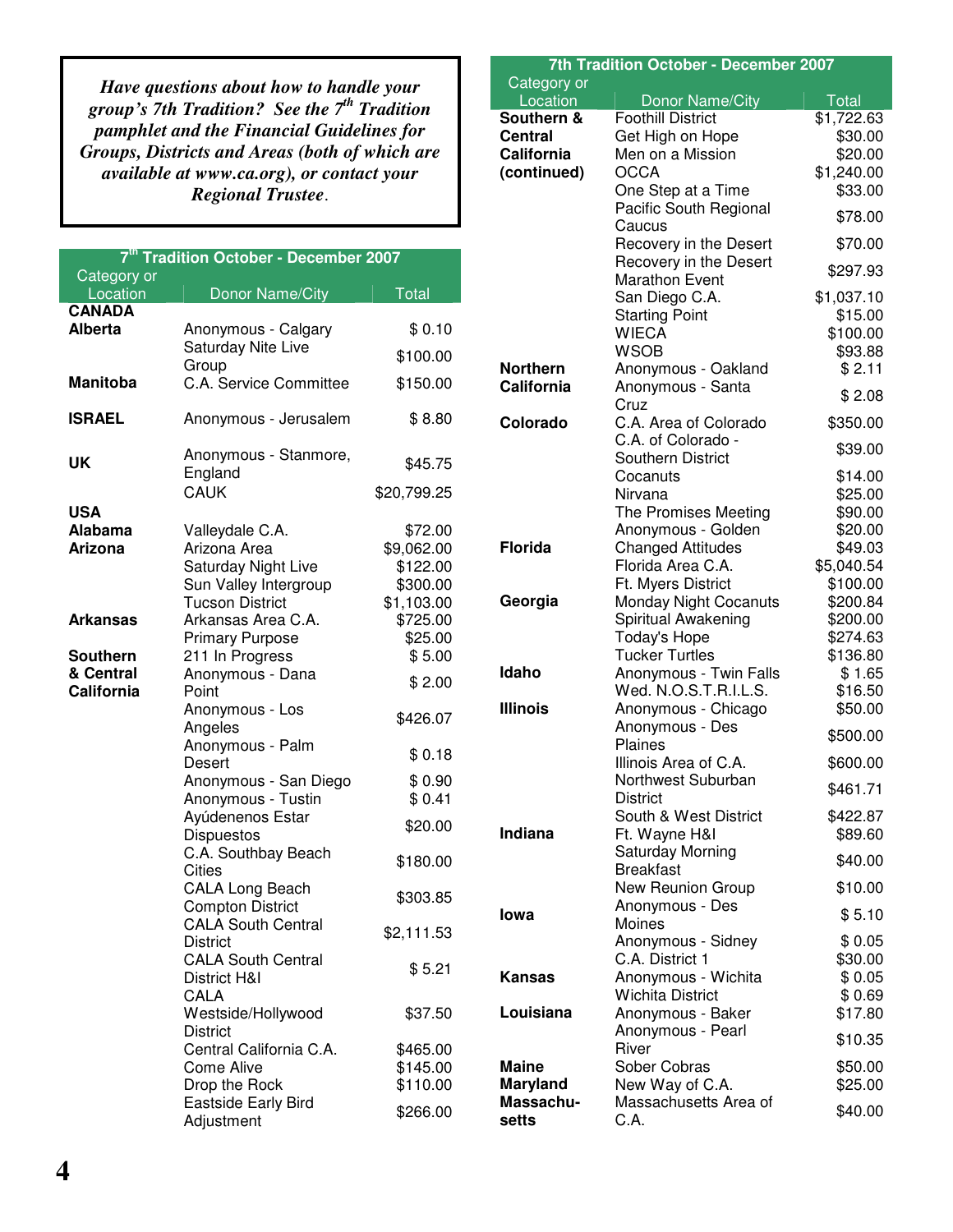*Have questions about how to handle your group's 7th Tradition? See the 7th Tradition pamphlet and the Financial Guidelines for Groups, Districts and Areas (both of which are available at www.ca.org), or contact your Regional Trustee.*

## 7th Tradition October - December 2007

| Category or Location | Donor Name/City | Total |
|---|---|---|
| **CANADA** | | |
| **Alberta** | Anonymous - Calgary | $ 0.10 |
| | Saturday Nite Live Group | $100.00 |
| **Manitoba** | C.A. Service Committee | $150.00 |
| **ISRAEL** | Anonymous - Jerusalem | $ 8.80 |
| **UK** | Anonymous - Stanmore, England | $45.75 |
| | CAUK | $20,799.25 |
| **USA** | | |
| **Alabama** | Valleydale C.A. | $72.00 |
| **Arizona** | Arizona Area | $9,062.00 |
| | Saturday Night Live | $122.00 |
| | Sun Valley Intergroup | $300.00 |
| | Tucson District | $1,103.00 |
| **Arkansas** | Arkansas Area C.A. | $725.00 |
| | Primary Purpose | $25.00 |
| **Southern & Central California** | 211 In Progress | $ 5.00 |
| | Anonymous - Dana Point | $ 2.00 |
| | Anonymous - Los Angeles | $426.07 |
| | Anonymous - Palm Desert | $ 0.18 |
| | Anonymous - San Diego | $ 0.90 |
| | Anonymous - Tustin | $ 0.41 |
| | Ayúdenenos Estar Dispuestos | $20.00 |
| | C.A. Southbay Beach Cities | $180.00 |
| | CALA Long Beach Compton District | $303.85 |
| | CALA South Central District | $2,111.53 |
| | CALA South Central District H&I | $ 5.21 |
| | CALA Westside/Hollywood District | $37.50 |
| | Central California C.A. | $465.00 |
| | Come Alive | $145.00 |
| | Drop the Rock | $110.00 |
| | Eastside Early Bird Adjustment | $266.00 |
| **Southern & Central California (continued)** | Foothill District | $1,722.63 |
| | Get High on Hope | $30.00 |
| | Men on a Mission | $20.00 |
| | OCCA | $1,240.00 |
| | One Step at a Time | $33.00 |
| | Pacific South Regional Caucus | $78.00 |
| | Recovery in the Desert | $70.00 |
| | Recovery in the Desert Marathon Event | $297.93 |
| | San Diego C.A. | $1,037.10 |
| | Starting Point | $15.00 |
| | WIECA | $100.00 |
| | WSOB | $93.88 |
| **Northern California** | Anonymous - Oakland | $ 2.11 |
| | Anonymous - Santa Cruz | $ 2.08 |
| **Colorado** | C.A. Area of Colorado | $350.00 |
| | C.A. of Colorado - Southern District | $39.00 |
| | Cocanuts | $14.00 |
| | Nirvana | $25.00 |
| | The Promises Meeting | $90.00 |
| | Anonymous - Golden | $20.00 |
| **Florida** | Changed Attitudes | $49.03 |
| | Florida Area C.A. | $5,040.54 |
| | Ft. Myers District | $100.00 |
| **Georgia** | Monday Night Cocanuts | $200.84 |
| | Spiritual Awakening | $200.00 |
| | Today's Hope | $274.63 |
| | Tucker Turtles | $136.80 |
| **Idaho** | Anonymous - Twin Falls | $ 1.65 |
| | Wed. N.O.S.T.R.I.L.S. | $16.50 |
| **Illinois** | Anonymous - Chicago | $50.00 |
| | Anonymous - Des Plaines | $500.00 |
| | Illinois Area of C.A. | $600.00 |
| | Northwest Suburban District | $461.71 |
| | South & West District | $422.87 |
| **Indiana** | Ft. Wayne H&I | $89.60 |
| | Saturday Morning Breakfast | $40.00 |
| | New Reunion Group | $10.00 |
| **Iowa** | Anonymous - Des Moines | $ 5.10 |
| | Anonymous - Sidney | $ 0.05 |
| | C.A. District 1 | $30.00 |
| **Kansas** | Anonymous - Wichita | $ 0.05 |
| | Wichita District | $ 0.69 |
| **Louisiana** | Anonymous - Baker | $17.80 |
| | Anonymous - Pearl River | $10.35 |
| **Maine** | Sober Cobras | $50.00 |
| **Maryland** | New Way of C.A. | $25.00 |
| **Massachusetts** | Massachusetts Area of C.A. | $40.00 |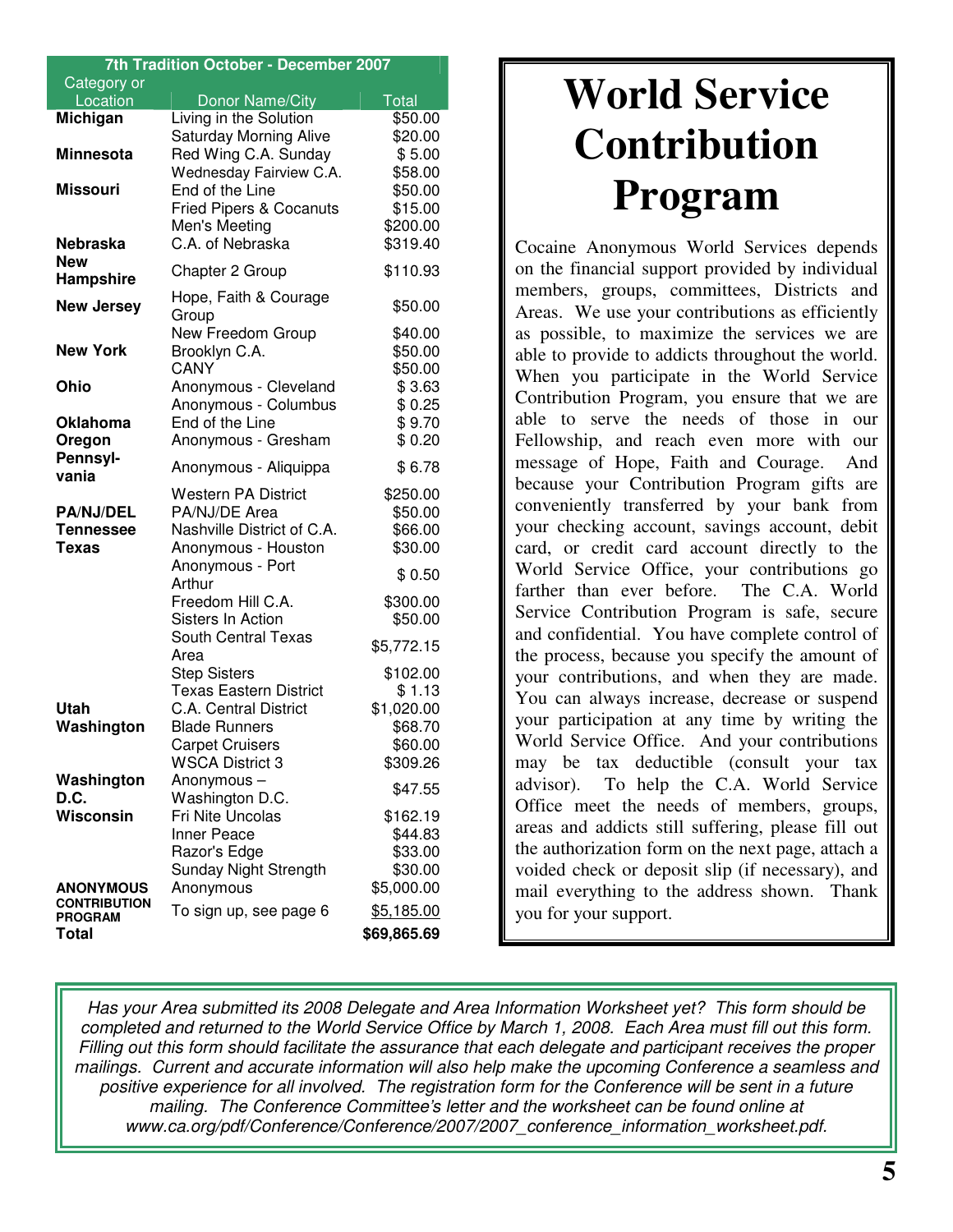| 7th Tradition October - December 2007 | | |
|---|---|---|
| Category or Location | Donor Name/City | Total |
| **Michigan** | Living in the Solution | $50.00 |
| | Saturday Morning Alive | $20.00 |
| **Minnesota** | Red Wing C.A. Sunday | $ 5.00 |
| | Wednesday Fairview C.A. | $58.00 |
| **Missouri** | End of the Line | $50.00 |
| | Fried Pipers & Cocanuts | $15.00 |
| | Men's Meeting | $200.00 |
| **Nebraska** | C.A. of Nebraska | $319.40 |
| **New Hampshire** | Chapter 2 Group | $110.93 |
| **New Jersey** | Hope, Faith & Courage Group | $50.00 |
| | New Freedom Group | $40.00 |
| **New York** | Brooklyn C.A. | $50.00 |
| | CANY | $50.00 |
| **Ohio** | Anonymous - Cleveland | $ 3.63 |
| | Anonymous - Columbus | $ 0.25 |
| **Oklahoma** | End of the Line | $ 9.70 |
| **Oregon** | Anonymous - Gresham | $ 0.20 |
| **Pennsylvania** | Anonymous - Aliquippa | $ 6.78 |
| | Western PA District | $250.00 |
| **PA/NJ/DEL** | PA/NJ/DE Area | $50.00 |
| **Tennessee** | Nashville District of C.A. | $66.00 |
| **Texas** | Anonymous - Houston | $30.00 |
| | Anonymous - Port Arthur | $ 0.50 |
| | Freedom Hill C.A. | $300.00 |
| | Sisters In Action | $50.00 |
| | South Central Texas Area | $5,772.15 |
| | Step Sisters | $102.00 |
| | Texas Eastern District | $ 1.13 |
| **Utah** | C.A. Central District | $1,020.00 |
| **Washington** | Blade Runners | $68.70 |
| | Carpet Cruisers | $60.00 |
| | WSCA District 3 | $309.26 |
| **Washington D.C.** | Anonymous – Washington D.C. | $47.55 |
| **Wisconsin** | Fri Nite Uncolas | $162.19 |
| | Inner Peace | $44.83 |
| | Razor's Edge | $33.00 |
| | Sunday Night Strength | $30.00 |
| **ANONYMOUS** | Anonymous | $5,000.00 |
| **CONTRIBUTION PROGRAM** | To sign up, see page 6 | $5,185.00 |
| **Total** | | **$69,865.69** |

# World Service Contribution Program

Cocaine Anonymous World Services depends on the financial support provided by individual members, groups, committees, Districts and Areas. We use your contributions as efficiently as possible, to maximize the services we are able to provide to addicts throughout the world. When you participate in the World Service Contribution Program, you ensure that we are able to serve the needs of those in our Fellowship, and reach even more with our message of Hope, Faith and Courage. And because your Contribution Program gifts are conveniently transferred by your bank from your checking account, savings account, debit card, or credit card account directly to the World Service Office, your contributions go farther than ever before. The C.A. World Service Contribution Program is safe, secure and confidential. You have complete control of the process, because you specify the amount of your contributions, and when they are made. You can always increase, decrease or suspend your participation at any time by writing the World Service Office. And your contributions may be tax deductible (consult your tax advisor). To help the C.A. World Service Office meet the needs of members, groups, areas and addicts still suffering, please fill out the authorization form on the next page, attach a voided check or deposit slip (if necessary), and mail everything to the address shown. Thank you for your support.

*Has your Area submitted its 2008 Delegate and Area Information Worksheet yet? This form should be completed and returned to the World Service Office by March 1, 2008. Each Area must fill out this form. Filling out this form should facilitate the assurance that each delegate and participant receives the proper mailings. Current and accurate information will also help make the upcoming Conference a seamless and positive experience for all involved. The registration form for the Conference will be sent in a future mailing. The Conference Committee's letter and the worksheet can be found online at www.ca.org/pdf/Conference/Conference/2007/2007_conference_information_worksheet.pdf.*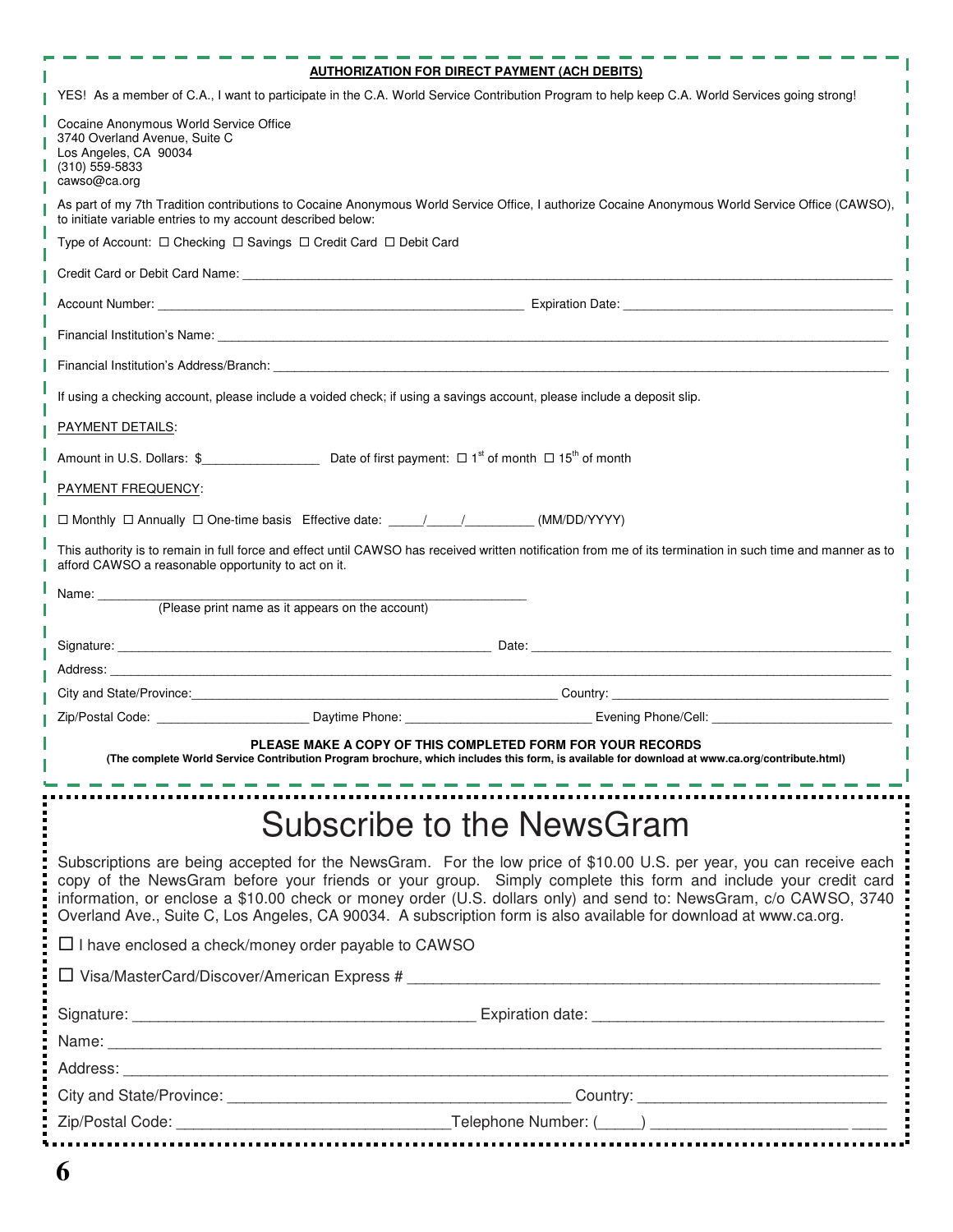**AUTHORIZATION FOR DIRECT PAYMENT (ACH DEBITS)**

YES! As a member of C.A., I want to participate in the C.A. World Service Contribution Program to help keep C.A. World Services going strong!

Cocaine Anonymous World Service Office
3740 Overland Avenue, Suite C
Los Angeles, CA 90034
(310) 559-5833
cawso@ca.org

As part of my 7th Tradition contributions to Cocaine Anonymous World Service Office, I authorize Cocaine Anonymous World Service Office (CAWSO), to initiate variable entries to my account described below:

Type of Account: ☐ Checking ☐ Savings ☐ Credit Card ☐ Debit Card

Credit Card or Debit Card Name: ______________________________

Account Number: ______________________________ Expiration Date: ______________________________

Financial Institution's Name: ______________________________

Financial Institution's Address/Branch: ______________________________

If using a checking account, please include a voided check; if using a savings account, please include a deposit slip.

PAYMENT DETAILS:

Amount in U.S. Dollars: $________________ Date of first payment: ☐ 1st of month ☐ 15th of month

PAYMENT FREQUENCY:

☐ Monthly ☐ Annually ☐ One-time basis Effective date: _____/_____/_________ (MM/DD/YYYY)

This authority is to remain in full force and effect until CAWSO has received written notification from me of its termination in such time and manner as to afford CAWSO a reasonable opportunity to act on it.

Name: ______________________________
(Please print name as it appears on the account)

Signature: ______________________________ Date: ______________________________

Address: ______________________________

City and State/Province: ______________________________ Country: ______________________________

Zip/Postal Code: ____________________ Daytime Phone: ____________________ Evening Phone/Cell: ____________________

**PLEASE MAKE A COPY OF THIS COMPLETED FORM FOR YOUR RECORDS**
**(The complete World Service Contribution Program brochure, which includes this form, is available for download at www.ca.org/contribute.html)**

# Subscribe to the NewsGram

Subscriptions are being accepted for the NewsGram. For the low price of $10.00 U.S. per year, you can receive each copy of the NewsGram before your friends or your group. Simply complete this form and include your credit card information, or enclose a $10.00 check or money order (U.S. dollars only) and send to: NewsGram, c/o CAWSO, 3740 Overland Ave., Suite C, Los Angeles, CA 90034. A subscription form is also available for download at www.ca.org.

☐ I have enclosed a check/money order payable to CAWSO

☐ Visa/MasterCard/Discover/American Express # ______________________________

Signature: ______________________________ Expiration date: ______________________________

Name: ______________________________

Address: ______________________________

City and State/Province: ______________________________ Country: ______________________________

Zip/Postal Code: ______________________________ Telephone Number: (_____) ______________________________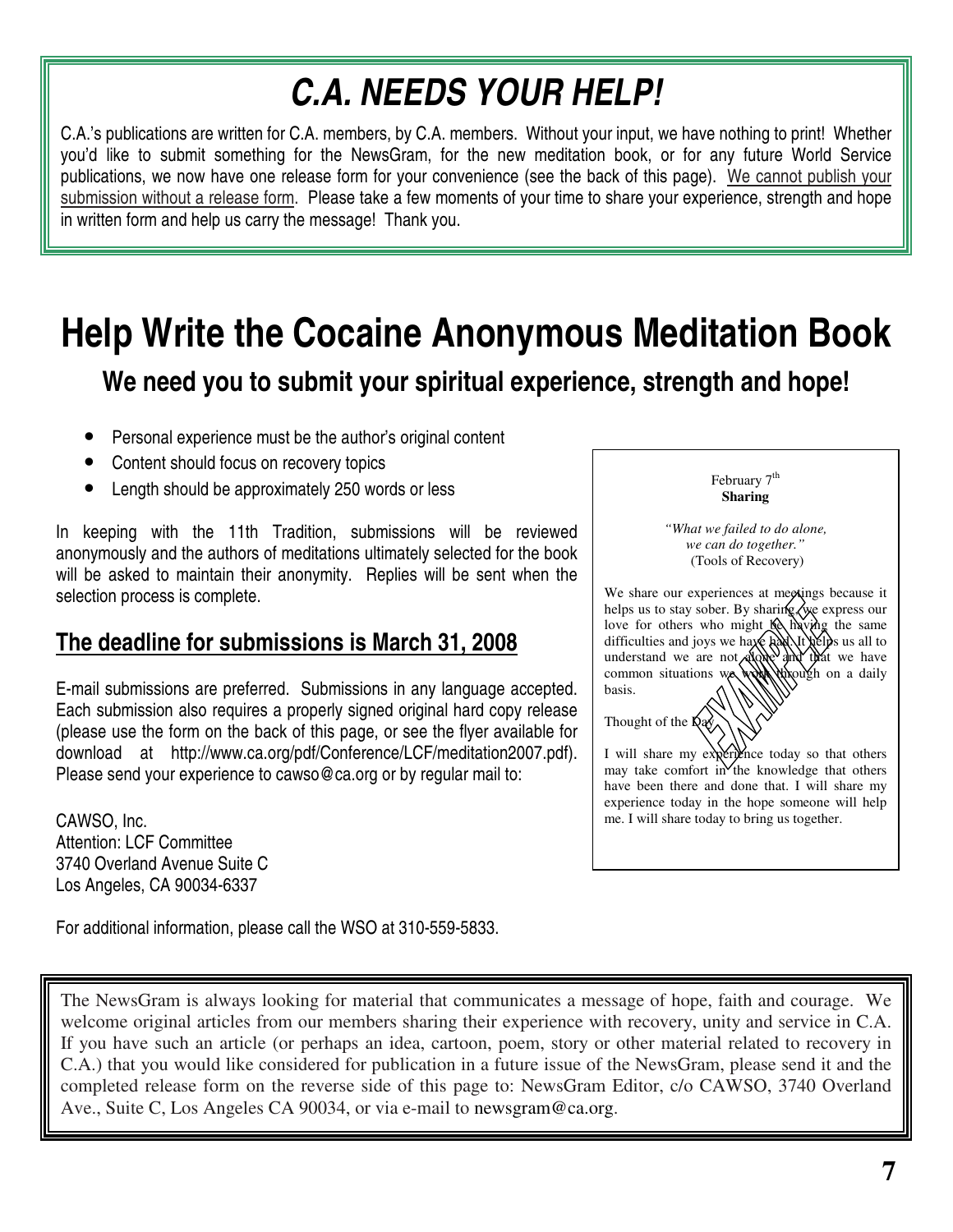# C.A. NEEDS YOUR HELP!

C.A.'s publications are written for C.A. members, by C.A. members. Without your input, we have nothing to print! Whether you'd like to submit something for the NewsGram, for the new meditation book, or for any future World Service publications, we now have one release form for your convenience (see the back of this page). We cannot publish your submission without a release form. Please take a few moments of your time to share your experience, strength and hope in written form and help us carry the message! Thank you.

# Help Write the Cocaine Anonymous Meditation Book

## We need you to submit your spiritual experience, strength and hope!

- Personal experience must be the author's original content
- Content should focus on recovery topics
- Length should be approximately 250 words or less

In keeping with the 11th Tradition, submissions will be reviewed anonymously and the authors of meditations ultimately selected for the book will be asked to maintain their anonymity. Replies will be sent when the selection process is complete.

## The deadline for submissions is March 31, 2008

E-mail submissions are preferred. Submissions in any language accepted. Each submission also requires a properly signed original hard copy release (please use the form on the back of this page, or see the flyer available for download at http://www.ca.org/pdf/Conference/LCF/meditation2007.pdf). Please send your experience to cawso@ca.org or by regular mail to:

CAWSO, Inc.
Attention: LCF Committee
3740 Overland Avenue Suite C
Los Angeles, CA 90034-6337

For additional information, please call the WSO at 310-559-5833.

February 7th
**Sharing**

*"What we failed to do alone, we can do together."*
(Tools of Recovery)

We share our experiences at meetings because it helps us to stay sober. By sharing, we express our love for others who might be having the same difficulties and joys we have had. It helps us all to understand we are not alone and that we have common situations we work through on a daily basis.

Thought of the Day

I will share my experience today so that others may take comfort in the knowledge that others have been there and done that. I will share my experience today in the hope someone will help me. I will share today to bring us together.

EXAMPLE

The NewsGram is always looking for material that communicates a message of hope, faith and courage. We welcome original articles from our members sharing their experience with recovery, unity and service in C.A. If you have such an article (or perhaps an idea, cartoon, poem, story or other material related to recovery in C.A.) that you would like considered for publication in a future issue of the NewsGram, please send it and the completed release form on the reverse side of this page to: NewsGram Editor, c/o CAWSO, 3740 Overland Ave., Suite C, Los Angeles CA 90034, or via e-mail to newsgram@ca.org.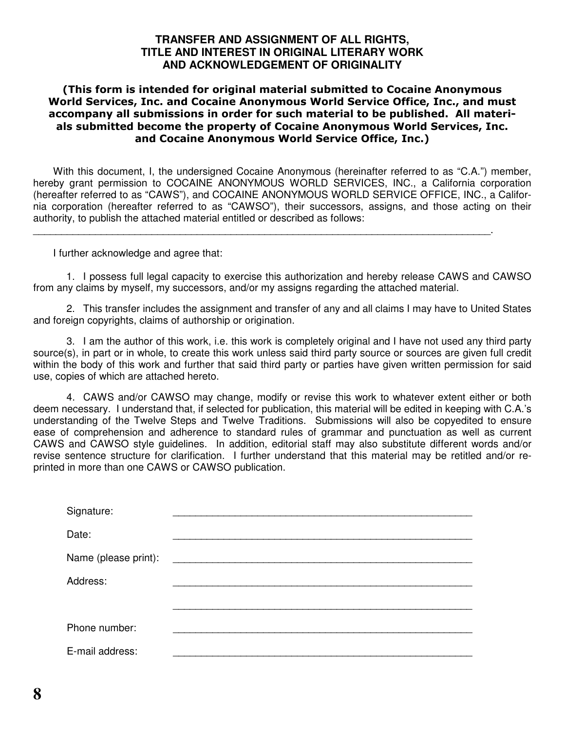# TRANSFER AND ASSIGNMENT OF ALL RIGHTS, TITLE AND INTEREST IN ORIGINAL LITERARY WORK AND ACKNOWLEDGEMENT OF ORIGINALITY

**(This form is intended for original material submitted to Cocaine Anonymous World Services, Inc. and Cocaine Anonymous World Service Office, Inc., and must accompany all submissions in order for such material to be published. All materials submitted become the property of Cocaine Anonymous World Services, Inc. and Cocaine Anonymous World Service Office, Inc.)**

With this document, I, the undersigned Cocaine Anonymous (hereinafter referred to as "C.A.") member, hereby grant permission to COCAINE ANONYMOUS WORLD SERVICES, INC., a California corporation (hereafter referred to as "CAWS"), and COCAINE ANONYMOUS WORLD SERVICE OFFICE, INC., a California corporation (hereafter referred to as "CAWSO"), their successors, assigns, and those acting on their authority, to publish the attached material entitled or described as follows:

_______________________________________________________________________________.

I further acknowledge and agree that:

1. I possess full legal capacity to exercise this authorization and hereby release CAWS and CAWSO from any claims by myself, my successors, and/or my assigns regarding the attached material.

2. This transfer includes the assignment and transfer of any and all claims I may have to United States and foreign copyrights, claims of authorship or origination.

3. I am the author of this work, i.e. this work is completely original and I have not used any third party source(s), in part or in whole, to create this work unless said third party source or sources are given full credit within the body of this work and further that said third party or parties have given written permission for said use, copies of which are attached hereto.

4. CAWS and/or CAWSO may change, modify or revise this work to whatever extent either or both deem necessary. I understand that, if selected for publication, this material will be edited in keeping with C.A.'s understanding of the Twelve Steps and Twelve Traditions. Submissions will also be copyedited to ensure ease of comprehension and adherence to standard rules of grammar and punctuation as well as current CAWS and CAWSO style guidelines. In addition, editorial staff may also substitute different words and/or revise sentence structure for clarification. I further understand that this material may be retitled and/or reprinted in more than one CAWS or CAWSO publication.

Signature: ______________________________________________

Date: ______________________________________________

Name (please print): ______________________________________________

Address: ______________________________________________

______________________________________________

Phone number: ______________________________________________

E-mail address: ______________________________________________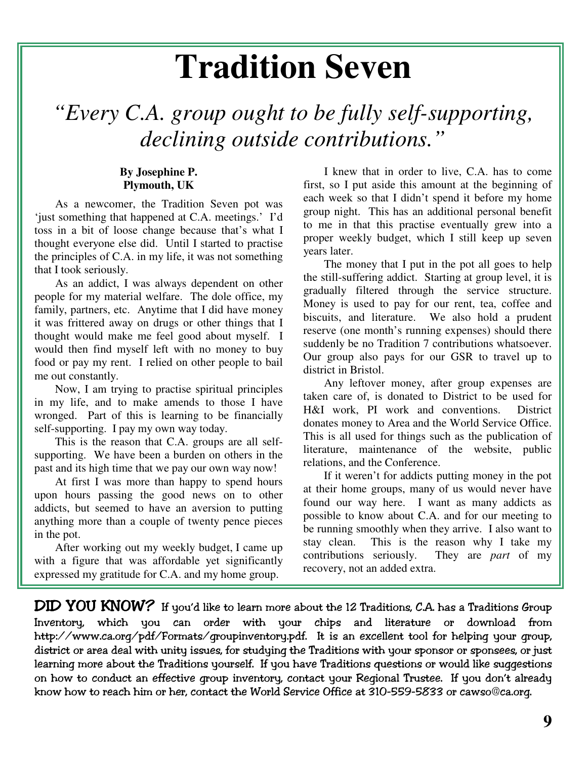# Tradition Seven

*"Every C.A. group ought to be fully self-supporting, declining outside contributions."*

**By Josephine P.**
**Plymouth, UK**

As a newcomer, the Tradition Seven pot was 'just something that happened at C.A. meetings.' I'd toss in a bit of loose change because that's what I thought everyone else did. Until I started to practise the principles of C.A. in my life, it was not something that I took seriously.

As an addict, I was always dependent on other people for my material welfare. The dole office, my family, partners, etc. Anytime that I did have money it was frittered away on drugs or other things that I thought would make me feel good about myself. I would then find myself left with no money to buy food or pay my rent. I relied on other people to bail me out constantly.

Now, I am trying to practise spiritual principles in my life, and to make amends to those I have wronged. Part of this is learning to be financially self-supporting. I pay my own way today.

This is the reason that C.A. groups are all self-supporting. We have been a burden on others in the past and its high time that we pay our own way now!

At first I was more than happy to spend hours upon hours passing the good news on to other addicts, but seemed to have an aversion to putting anything more than a couple of twenty pence pieces in the pot.

After working out my weekly budget, I came up with a figure that was affordable yet significantly expressed my gratitude for C.A. and my home group.

I knew that in order to live, C.A. has to come first, so I put aside this amount at the beginning of each week so that I didn't spend it before my home group night. This has an additional personal benefit to me in that this practise eventually grew into a proper weekly budget, which I still keep up seven years later.

The money that I put in the pot all goes to help the still-suffering addict. Starting at group level, it is gradually filtered through the service structure. Money is used to pay for our rent, tea, coffee and biscuits, and literature. We also hold a prudent reserve (one month's running expenses) should there suddenly be no Tradition 7 contributions whatsoever. Our group also pays for our GSR to travel up to district in Bristol.

Any leftover money, after group expenses are taken care of, is donated to District to be used for H&I work, PI work and conventions. District donates money to Area and the World Service Office. This is all used for things such as the publication of literature, maintenance of the website, public relations, and the Conference.

If it weren't for addicts putting money in the pot at their home groups, many of us would never have found our way here. I want as many addicts as possible to know about C.A. and for our meeting to be running smoothly when they arrive. I also want to stay clean. This is the reason why I take my contributions seriously. They are *part* of my recovery, not an added extra.

**DID YOU KNOW?** If you'd like to learn more about the 12 Traditions, C.A. has a Traditions Group Inventory, which you can order with your chips and literature or download from http://www.ca.org/pdf/Formats/groupinventory.pdf. It is an excellent tool for helping your group, district or area deal with unity issues, for studying the Traditions with your sponsor or sponsees, or just learning more about the Traditions yourself. If you have Traditions questions or would like suggestions on how to conduct an effective group inventory, contact your Regional Trustee. If you don't already know how to reach him or her, contact the World Service Office at 310-559-5833 or cawso@ca.org.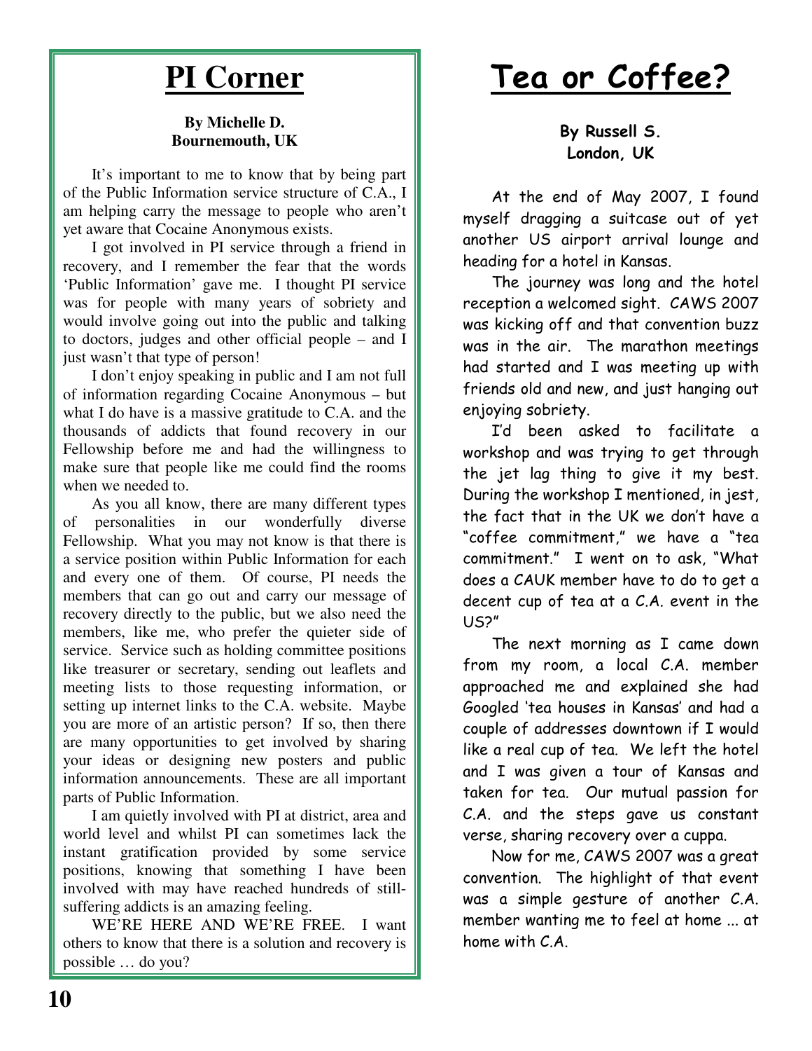# PI Corner

**By Michelle D.**
**Bournemouth, UK**

It's important to me to know that by being part of the Public Information service structure of C.A., I am helping carry the message to people who aren't yet aware that Cocaine Anonymous exists.

I got involved in PI service through a friend in recovery, and I remember the fear that the words 'Public Information' gave me. I thought PI service was for people with many years of sobriety and would involve going out into the public and talking to doctors, judges and other official people – and I just wasn't that type of person!

I don't enjoy speaking in public and I am not full of information regarding Cocaine Anonymous – but what I do have is a massive gratitude to C.A. and the thousands of addicts that found recovery in our Fellowship before me and had the willingness to make sure that people like me could find the rooms when we needed to.

As you all know, there are many different types of personalities in our wonderfully diverse Fellowship. What you may not know is that there is a service position within Public Information for each and every one of them. Of course, PI needs the members that can go out and carry our message of recovery directly to the public, but we also need the members, like me, who prefer the quieter side of service. Service such as holding committee positions like treasurer or secretary, sending out leaflets and meeting lists to those requesting information, or setting up internet links to the C.A. website. Maybe you are more of an artistic person? If so, then there are many opportunities to get involved by sharing your ideas or designing new posters and public information announcements. These are all important parts of Public Information.

I am quietly involved with PI at district, area and world level and whilst PI can sometimes lack the instant gratification provided by some service positions, knowing that something I have been involved with may have reached hundreds of still-suffering addicts is an amazing feeling.

WE'RE HERE AND WE'RE FREE. I want others to know that there is a solution and recovery is possible … do you?

# Tea or Coffee?

**By Russell S.**
**London, UK**

At the end of May 2007, I found myself dragging a suitcase out of yet another US airport arrival lounge and heading for a hotel in Kansas.

The journey was long and the hotel reception a welcomed sight. CAWS 2007 was kicking off and that convention buzz was in the air. The marathon meetings had started and I was meeting up with friends old and new, and just hanging out enjoying sobriety.

I'd been asked to facilitate a workshop and was trying to get through the jet lag thing to give it my best. During the workshop I mentioned, in jest, the fact that in the UK we don't have a "coffee commitment," we have a "tea commitment." I went on to ask, "What does a CAUK member have to do to get a decent cup of tea at a C.A. event in the US?"

The next morning as I came down from my room, a local C.A. member approached me and explained she had Googled 'tea houses in Kansas' and had a couple of addresses downtown if I would like a real cup of tea. We left the hotel and I was given a tour of Kansas and taken for tea. Our mutual passion for C.A. and the steps gave us constant verse, sharing recovery over a cuppa.

Now for me, CAWS 2007 was a great convention. The highlight of that event was a simple gesture of another C.A. member wanting me to feel at home ... at home with C.A.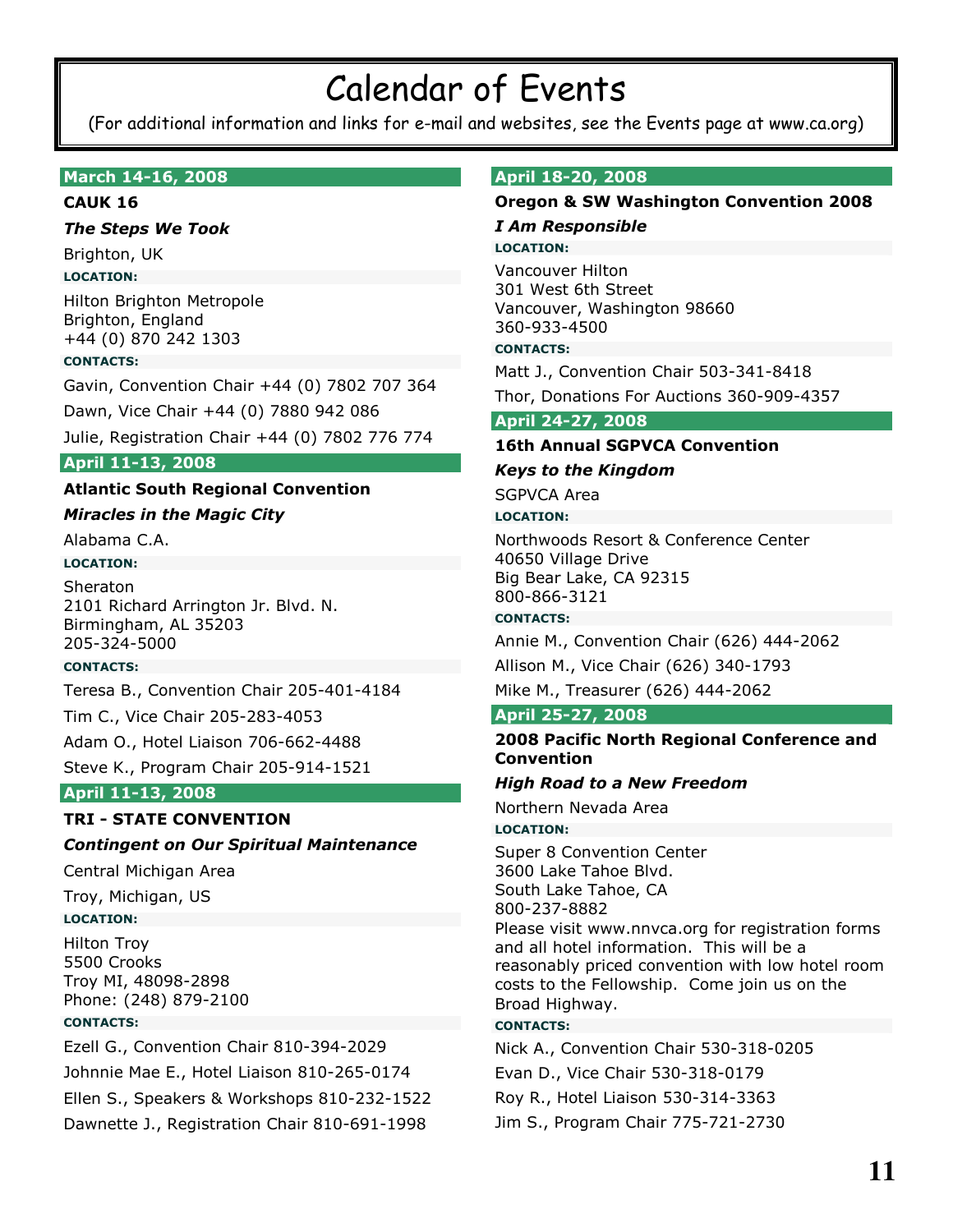# Calendar of Events

(For additional information and links for e-mail and websites, see the Events page at www.ca.org)

## March 14-16, 2008

**CAUK 16**

***The Steps We Took***

Brighton, UK

**LOCATION:**

Hilton Brighton Metropole
Brighton, England
+44 (0) 870 242 1303

**CONTACTS:**

Gavin, Convention Chair +44 (0) 7802 707 364

Dawn, Vice Chair +44 (0) 7880 942 086

Julie, Registration Chair +44 (0) 7802 776 774

## April 11-13, 2008

**Atlantic South Regional Convention**

***Miracles in the Magic City***

Alabama C.A.

**LOCATION:**

Sheraton
2101 Richard Arrington Jr. Blvd. N.
Birmingham, AL 35203
205-324-5000

**CONTACTS:**

Teresa B., Convention Chair 205-401-4184

Tim C., Vice Chair 205-283-4053

Adam O., Hotel Liaison 706-662-4488

Steve K., Program Chair 205-914-1521

## April 11-13, 2008

**TRI - STATE CONVENTION**

***Contingent on Our Spiritual Maintenance***

Central Michigan Area

Troy, Michigan, US

**LOCATION:**

Hilton Troy
5500 Crooks
Troy MI, 48098-2898
Phone: (248) 879-2100

**CONTACTS:**

Ezell G., Convention Chair 810-394-2029

Johnnie Mae E., Hotel Liaison 810-265-0174

Ellen S., Speakers & Workshops 810-232-1522

Dawnette J., Registration Chair 810-691-1998

## April 18-20, 2008

**Oregon & SW Washington Convention 2008**

***I Am Responsible***

**LOCATION:**

Vancouver Hilton
301 West 6th Street
Vancouver, Washington 98660
360-933-4500

**CONTACTS:**

Matt J., Convention Chair 503-341-8418

Thor, Donations For Auctions 360-909-4357

## April 24-27, 2008

**16th Annual SGPVCA Convention**

***Keys to the Kingdom***

SGPVCA Area

**LOCATION:**

Northwoods Resort & Conference Center
40650 Village Drive
Big Bear Lake, CA 92315
800-866-3121

**CONTACTS:**

Annie M., Convention Chair (626) 444-2062

Allison M., Vice Chair (626) 340-1793

Mike M., Treasurer (626) 444-2062

## April 25-27, 2008

**2008 Pacific North Regional Conference and Convention**

***High Road to a New Freedom***

Northern Nevada Area

**LOCATION:**

Super 8 Convention Center
3600 Lake Tahoe Blvd.
South Lake Tahoe, CA
800-237-8882
Please visit www.nnvca.org for registration forms and all hotel information. This will be a reasonably priced convention with low hotel room costs to the Fellowship. Come join us on the Broad Highway.

**CONTACTS:**

Nick A., Convention Chair 530-318-0205

Evan D., Vice Chair 530-318-0179

Roy R., Hotel Liaison 530-314-3363

Jim S., Program Chair 775-721-2730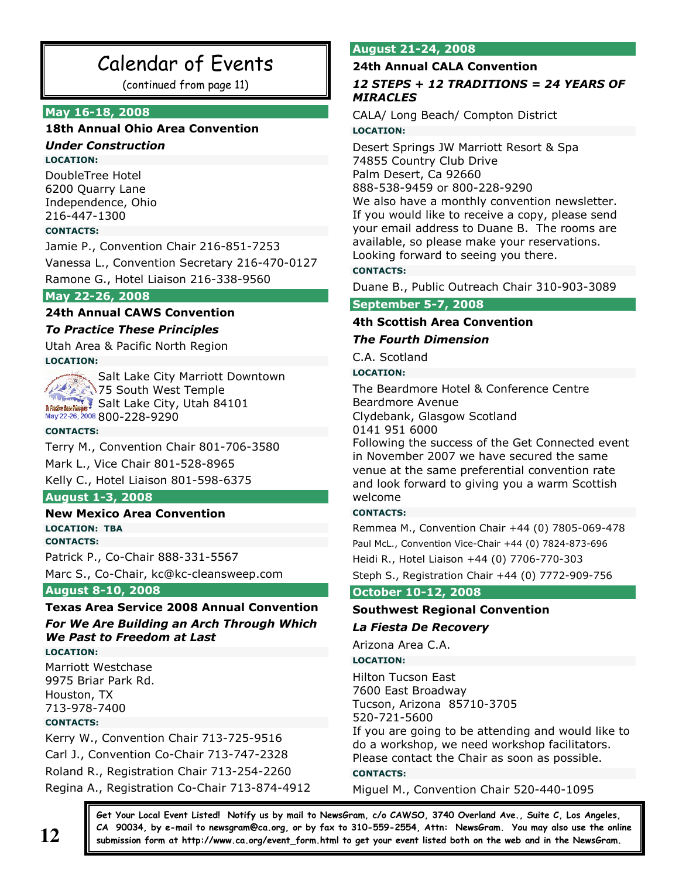# Calendar of Events

(continued from page 11)

## May 16-18, 2008

**18th Annual Ohio Area Convention**

***Under Construction***

**LOCATION:**

DoubleTree Hotel
6200 Quarry Lane
Independence, Ohio
216-447-1300

**CONTACTS:**

Jamie P., Convention Chair 216-851-7253

Vanessa L., Convention Secretary 216-470-0127

Ramone G., Hotel Liaison 216-338-9560

## May 22-26, 2008

**24th Annual CAWS Convention**

***To Practice These Principles***

Utah Area & Pacific North Region

**LOCATION:**

Salt Lake City Marriott Downtown
75 South West Temple
Salt Lake City, Utah 84101
800-228-9290

**CONTACTS:**

Terry M., Convention Chair 801-706-3580

Mark L., Vice Chair 801-528-8965

Kelly C., Hotel Liaison 801-598-6375

## August 1-3, 2008

**New Mexico Area Convention**

**LOCATION: TBA**

**CONTACTS:**

Patrick P., Co-Chair 888-331-5567

Marc S., Co-Chair, kc@kc-cleansweep.com

## August 8-10, 2008

**Texas Area Service 2008 Annual Convention**

***For We Are Building an Arch Through Which We Past to Freedom at Last***

**LOCATION:**

Marriott Westchase
9975 Briar Park Rd.
Houston, TX
713-978-7400

**CONTACTS:**

Kerry W., Convention Chair 713-725-9516

Carl J., Convention Co-Chair 713-747-2328

Roland R., Registration Chair 713-254-2260

Regina A., Registration Co-Chair 713-874-4912

## August 21-24, 2008

**24th Annual CALA Convention**

***12 STEPS + 12 TRADITIONS = 24 YEARS OF MIRACLES***

CALA/ Long Beach/ Compton District

**LOCATION:**

Desert Springs JW Marriott Resort & Spa
74855 Country Club Drive
Palm Desert, Ca 92660
888-538-9459 or 800-228-9290
We also have a monthly convention newsletter. If you would like to receive a copy, please send your email address to Duane B. The rooms are available, so please make your reservations. Looking forward to seeing you there.

**CONTACTS:**

Duane B., Public Outreach Chair 310-903-3089

## September 5-7, 2008

**4th Scottish Area Convention**

***The Fourth Dimension***

C.A. Scotland

**LOCATION:**

The Beardmore Hotel & Conference Centre
Beardmore Avenue
Clydebank, Glasgow Scotland
0141 951 6000
Following the success of the Get Connected event in November 2007 we have secured the same venue at the same preferential convention rate and look forward to giving you a warm Scottish welcome

**CONTACTS:**

Remmea M., Convention Chair +44 (0) 7805-069-478

Paul McL., Convention Vice-Chair +44 (0) 7824-873-696

Heidi R., Hotel Liaison +44 (0) 7706-770-303

Steph S., Registration Chair +44 (0) 7772-909-756

## October 10-12, 2008

**Southwest Regional Convention**

***La Fiesta De Recovery***

Arizona Area C.A.

**LOCATION:**

Hilton Tucson East
7600 East Broadway
Tucson, Arizona 85710-3705
520-721-5600
If you are going to be attending and would like to do a workshop, we need workshop facilitators. Please contact the Chair as soon as possible.

**CONTACTS:**

Miguel M., Convention Chair 520-440-1095

**Get Your Local Event Listed! Notify us by mail to NewsGram, c/o CAWSO, 3740 Overland Ave., Suite C, Los Angeles, CA 90034, by e-mail to newsgram@ca.org, or by fax to 310-559-2554, Attn: NewsGram. You may also use the online submission form at http://www.ca.org/event_form.html to get your event listed both on the web and in the NewsGram.**